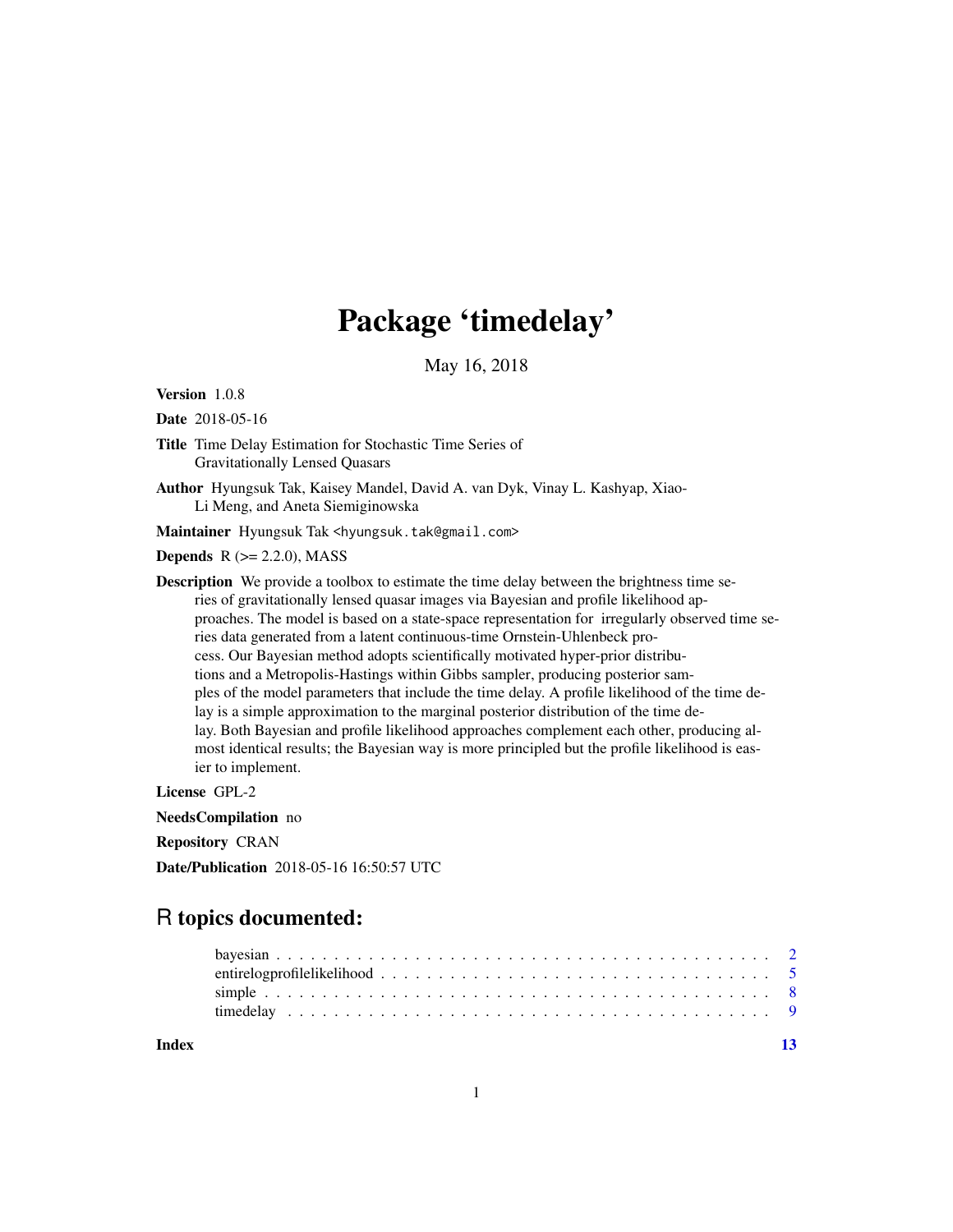# Package 'timedelay'

May 16, 2018

**Version** 1.0.8

**Date** 2018-05-16

**Title** Time Delay Estimation for Stochastic Time Series of Gravitationally Lensed Quasars

**Author** Hyungsuk Tak, Kaisey Mandel, David A. van Dyk, Vinay L. Kashyap, Xiao-Li Meng, and Aneta Siemiginowska

**Maintainer** Hyungsuk Tak <hyungsuk.tak@gmail.com>

**Depends** R (>= 2.2.0), MASS

**Description** We provide a toolbox to estimate the time delay between the brightness time series of gravitationally lensed quasar images via Bayesian and profile likelihood approaches. The model is based on a state-space representation for irregularly observed time series data generated from a latent continuous-time Ornstein-Uhlenbeck process. Our Bayesian method adopts scientifically motivated hyper-prior distributions and a Metropolis-Hastings within Gibbs sampler, producing posterior samples of the model parameters that include the time delay. A profile likelihood of the time delay is a simple approximation to the marginal posterior distribution of the time delay. Both Bayesian and profile likelihood approaches complement each other, producing almost identical results; the Bayesian way is more principled but the profile likelihood is easier to implement.

**License** GPL-2

**NeedsCompilation** no

**Repository** CRAN

**Date/Publication** 2018-05-16 16:50:57 UTC

## R topics documented:

| | |
|---|---|
| bayesian | 2 |
| entirelogprofilelikelihood | 5 |
| simple | 8 |
| timedelay | 9 |
| **Index** | **13** |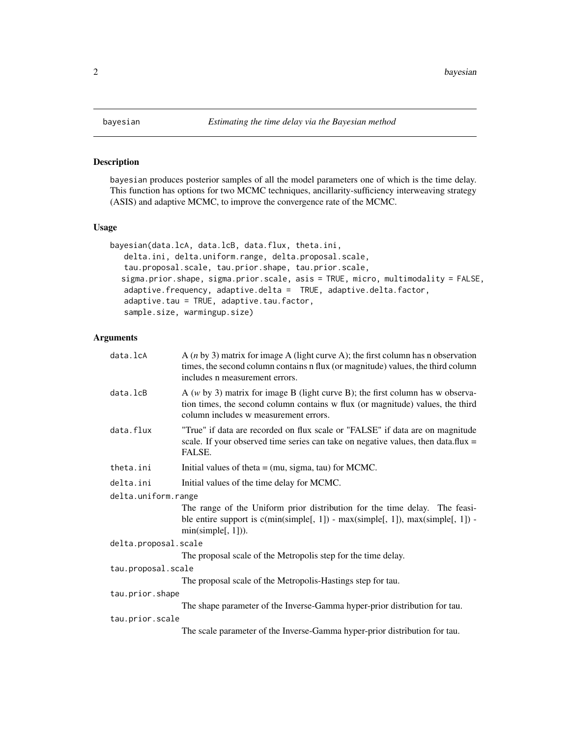## bayesian — *Estimating the time delay via the Bayesian method*

### Description

bayesian produces posterior samples of all the model parameters one of which is the time delay. This function has options for two MCMC techniques, ancillarity-sufficiency interweaving strategy (ASIS) and adaptive MCMC, to improve the convergence rate of the MCMC.

### Usage

```
bayesian(data.lcA, data.lcB, data.flux, theta.ini,
   delta.ini, delta.uniform.range, delta.proposal.scale,
   tau.proposal.scale, tau.prior.shape, tau.prior.scale,
   sigma.prior.shape, sigma.prior.scale, asis = TRUE, micro, multimodality = FALSE,
   adaptive.frequency, adaptive.delta =  TRUE, adaptive.delta.factor,
   adaptive.tau = TRUE, adaptive.tau.factor,
   sample.size, warmingup.size)
```

### Arguments

| | |
|---|---|
| data.lcA | A (*n* by 3) matrix for image A (light curve A); the first column has n observation times, the second column contains n flux (or magnitude) values, the third column includes n measurement errors. |
| data.lcB | A (*w* by 3) matrix for image B (light curve B); the first column has w observation times, the second column contains w flux (or magnitude) values, the third column includes w measurement errors. |
| data.flux | "True" if data are recorded on flux scale or "FALSE" if data are on magnitude scale. If your observed time series can take on negative values, then data.flux = FALSE. |
| theta.ini | Initial values of theta = (mu, sigma, tau) for MCMC. |
| delta.ini | Initial values of the time delay for MCMC. |
| delta.uniform.range | The range of the Uniform prior distribution for the time delay. The feasible entire support is c(min(simple[, 1]) - max(simple[, 1]), max(simple[, 1]) - min(simple[, 1])). |
| delta.proposal.scale | The proposal scale of the Metropolis step for the time delay. |
| tau.proposal.scale | The proposal scale of the Metropolis-Hastings step for tau. |
| tau.prior.shape | The shape parameter of the Inverse-Gamma hyper-prior distribution for tau. |
| tau.prior.scale | The scale parameter of the Inverse-Gamma hyper-prior distribution for tau. |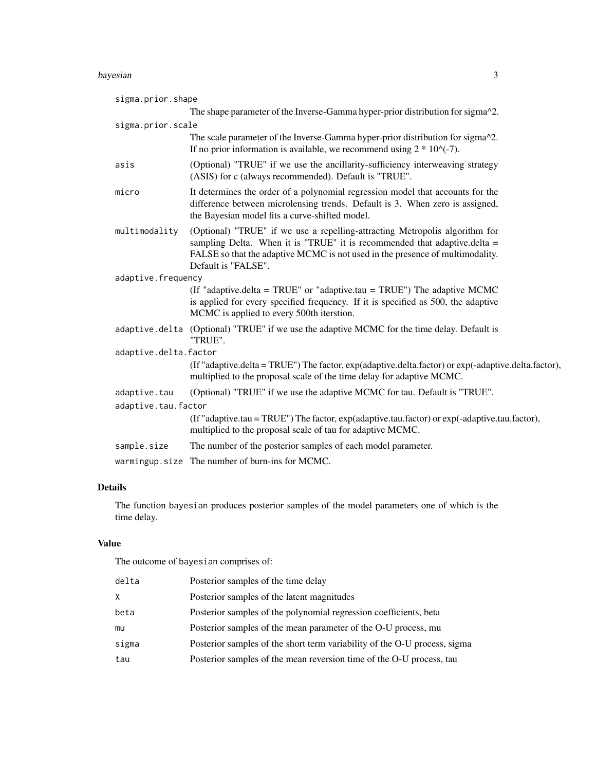`sigma.prior.shape`
: The shape parameter of the Inverse-Gamma hyper-prior distribution for sigma^2.

`sigma.prior.scale`
: The scale parameter of the Inverse-Gamma hyper-prior distribution for sigma^2. If no prior information is available, we recommend using 2 * 10^(-7).

`asis`
: (Optional) "TRUE" if we use the ancillarity-sufficiency interweaving strategy (ASIS) for c (always recommended). Default is "TRUE".

`micro`
: It determines the order of a polynomial regression model that accounts for the difference between microlensing trends. Default is 3. When zero is assigned, the Bayesian model fits a curve-shifted model.

`multimodality`
: (Optional) "TRUE" if we use a repelling-attracting Metropolis algorithm for sampling Delta. When it is "TRUE" it is recommended that adaptive.delta = FALSE so that the adaptive MCMC is not used in the presence of multimodality. Default is "FALSE".

`adaptive.frequency`
: (If "adaptive.delta = TRUE" or "adaptive.tau = TRUE") The adaptive MCMC is applied for every specified frequency. If it is specified as 500, the adaptive MCMC is applied to every 500th iterstion.

`adaptive.delta`
: (Optional) "TRUE" if we use the adaptive MCMC for the time delay. Default is "TRUE".

`adaptive.delta.factor`
: (If "adaptive.delta = TRUE") The factor, exp(adaptive.delta.factor) or exp(-adaptive.delta.factor), multiplied to the proposal scale of the time delay for adaptive MCMC.

`adaptive.tau`
: (Optional) "TRUE" if we use the adaptive MCMC for tau. Default is "TRUE".

`adaptive.tau.factor`
: (If "adaptive.tau = TRUE") The factor, exp(adaptive.tau.factor) or exp(-adaptive.tau.factor), multiplied to the proposal scale of tau for adaptive MCMC.

`sample.size`
: The number of the posterior samples of each model parameter.

`warmingup.size`
: The number of burn-ins for MCMC.

## Details

The function `bayesian` produces posterior samples of the model parameters one of which is the time delay.

## Value

The outcome of `bayesian` comprises of:

`delta`
: Posterior samples of the time delay

`X`
: Posterior samples of the latent magnitudes

`beta`
: Posterior samples of the polynomial regression coefficients, beta

`mu`
: Posterior samples of the mean parameter of the O-U process, mu

`sigma`
: Posterior samples of the short term variability of the O-U process, sigma

`tau`
: Posterior samples of the mean reversion time of the O-U process, tau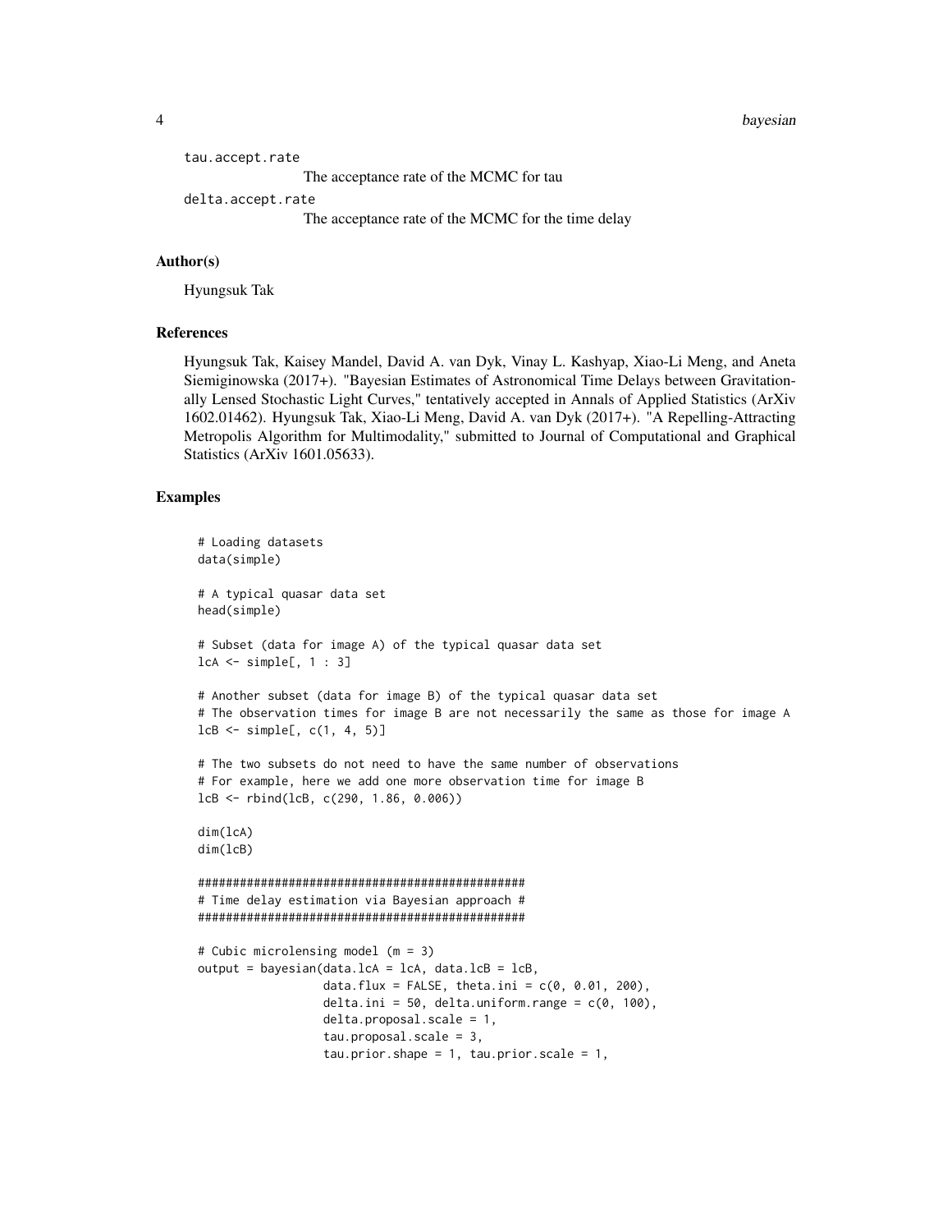tau.accept.rate
: The acceptance rate of the MCMC for tau

delta.accept.rate
: The acceptance rate of the MCMC for the time delay

## Author(s)

Hyungsuk Tak

## References

Hyungsuk Tak, Kaisey Mandel, David A. van Dyk, Vinay L. Kashyap, Xiao-Li Meng, and Aneta Siemiginowska (2017+). "Bayesian Estimates of Astronomical Time Delays between Gravitationally Lensed Stochastic Light Curves," tentatively accepted in Annals of Applied Statistics (ArXiv 1602.01462). Hyungsuk Tak, Xiao-Li Meng, David A. van Dyk (2017+). "A Repelling-Attracting Metropolis Algorithm for Multimodality," submitted to Journal of Computational and Graphical Statistics (ArXiv 1601.05633).

## Examples

```
# Loading datasets
data(simple)

# A typical quasar data set
head(simple)

# Subset (data for image A) of the typical quasar data set
lcA <- simple[, 1 : 3]

# Another subset (data for image B) of the typical quasar data set
# The observation times for image B are not necessarily the same as those for image A
lcB <- simple[, c(1, 4, 5)]

# The two subsets do not need to have the same number of observations
# For example, here we add one more observation time for image B
lcB <- rbind(lcB, c(290, 1.86, 0.006))

dim(lcA)
dim(lcB)

###############################################
# Time delay estimation via Bayesian approach #
###############################################

# Cubic microlensing model (m = 3)
output = bayesian(data.lcA = lcA, data.lcB = lcB,
                  data.flux = FALSE, theta.ini = c(0, 0.01, 200),
                  delta.ini = 50, delta.uniform.range = c(0, 100),
                  delta.proposal.scale = 1,
                  tau.proposal.scale = 3,
                  tau.prior.shape = 1, tau.prior.scale = 1,
```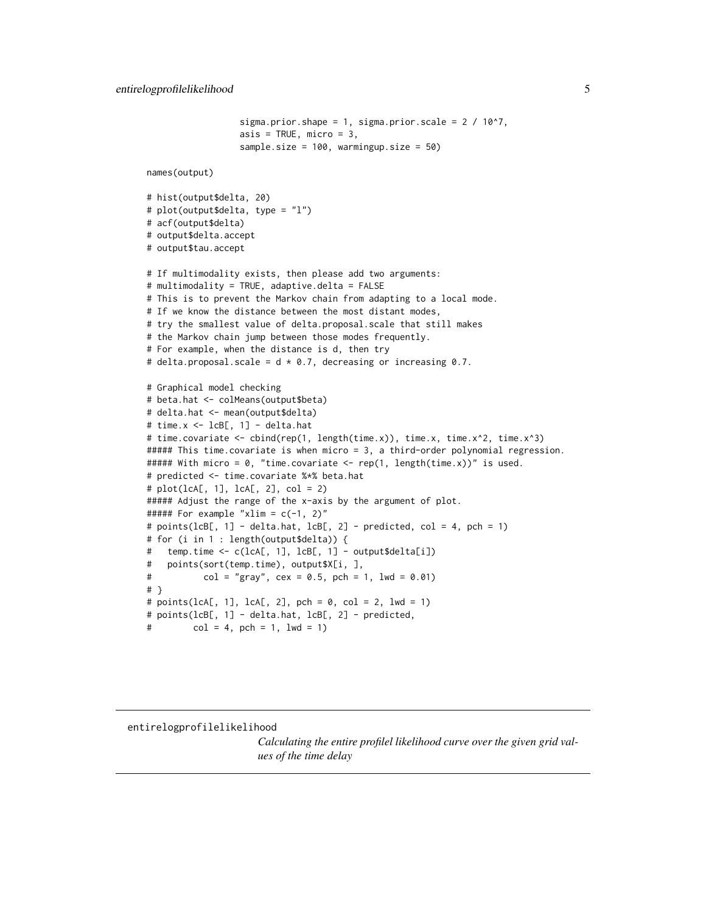```
                 sigma.prior.shape = 1, sigma.prior.scale = 2 / 10^7,
                 asis = TRUE, micro = 3,
                 sample.size = 100, warmingup.size = 50)

names(output)

# hist(output$delta, 20)
# plot(output$delta, type = "l")
# acf(output$delta)
# output$delta.accept
# output$tau.accept

# If multimodality exists, then please add two arguments:
# multimodality = TRUE, adaptive.delta = FALSE
# This is to prevent the Markov chain from adapting to a local mode.
# If we know the distance between the most distant modes,
# try the smallest value of delta.proposal.scale that still makes
# the Markov chain jump between those modes frequently.
# For example, when the distance is d, then try
# delta.proposal.scale = d * 0.7, decreasing or increasing 0.7.

# Graphical model checking
# beta.hat <- colMeans(output$beta)
# delta.hat <- mean(output$delta)
# time.x <- lcB[, 1] - delta.hat
# time.covariate <- cbind(rep(1, length(time.x)), time.x, time.x^2, time.x^3)
##### This time.covariate is when micro = 3, a third-order polynomial regression.
##### With micro = 0, "time.covariate <- rep(1, length(time.x))" is used.
# predicted <- time.covariate %*% beta.hat
# plot(lcA[, 1], lcA[, 2], col = 2)
##### Adjust the range of the x-axis by the argument of plot.
##### For example "xlim = c(-1, 2)"
# points(lcB[, 1] - delta.hat, lcB[, 2] - predicted, col = 4, pch = 1)
# for (i in 1 : length(output$delta)) {
#   temp.time <- c(lcA[, 1], lcB[, 1] - output$delta[i])
#   points(sort(temp.time), output$X[i, ],
#          col = "gray", cex = 0.5, pch = 1, lwd = 0.01)
# }
# points(lcA[, 1], lcA[, 2], pch = 0, col = 2, lwd = 1)
# points(lcB[, 1] - delta.hat, lcB[, 2] - predicted,
#        col = 4, pch = 1, lwd = 1)
```

---

## entirelogprofilelikelihood

*Calculating the entire profilel likelihood curve over the given grid values of the time delay*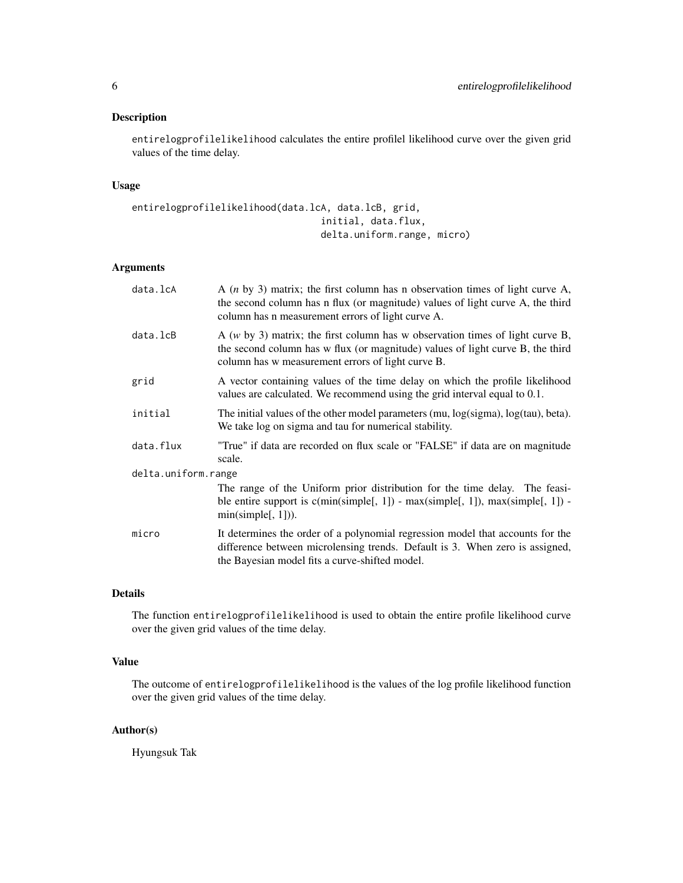## Description

entirelogprofilelikelihood calculates the entire profilel likelihood curve over the given grid values of the time delay.

## Usage

```
entirelogprofilelikelihood(data.lcA, data.lcB, grid,
                                   initial, data.flux,
                                   delta.uniform.range, micro)
```

## Arguments

| | |
|---|---|
| data.lcA | A ($n$ by 3) matrix; the first column has n observation times of light curve A, the second column has n flux (or magnitude) values of light curve A, the third column has n measurement errors of light curve A. |
| data.lcB | A ($w$ by 3) matrix; the first column has w observation times of light curve B, the second column has w flux (or magnitude) values of light curve B, the third column has w measurement errors of light curve B. |
| grid | A vector containing values of the time delay on which the profile likelihood values are calculated. We recommend using the grid interval equal to 0.1. |
| initial | The initial values of the other model parameters (mu, log(sigma), log(tau), beta). We take log on sigma and tau for numerical stability. |
| data.flux | "True" if data are recorded on flux scale or "FALSE" if data are on magnitude scale. |
| delta.uniform.range | The range of the Uniform prior distribution for the time delay. The feasible entire support is c(min(simple[, 1]) - max(simple[, 1]), max(simple[, 1]) - min(simple[, 1])). |
| micro | It determines the order of a polynomial regression model that accounts for the difference between microlensing trends. Default is 3. When zero is assigned, the Bayesian model fits a curve-shifted model. |

## Details

The function entirelogprofilelikelihood is used to obtain the entire profile likelihood curve over the given grid values of the time delay.

## Value

The outcome of entirelogprofilelikelihood is the values of the log profile likelihood function over the given grid values of the time delay.

## Author(s)

Hyungsuk Tak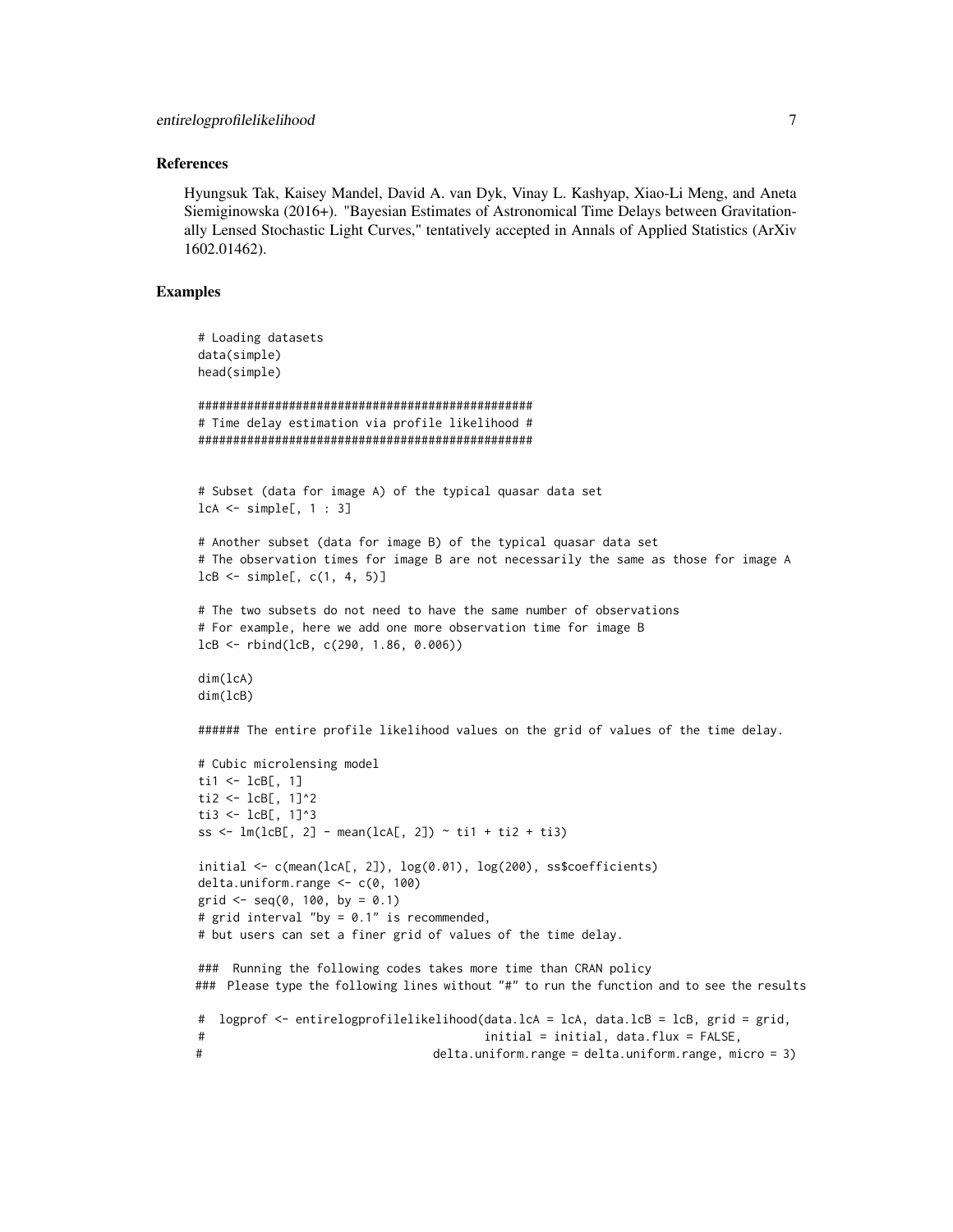## References

Hyungsuk Tak, Kaisey Mandel, David A. van Dyk, Vinay L. Kashyap, Xiao-Li Meng, and Aneta Siemiginowska (2016+). "Bayesian Estimates of Astronomical Time Delays between Gravitationally Lensed Stochastic Light Curves," tentatively accepted in Annals of Applied Statistics (ArXiv 1602.01462).

## Examples

```
# Loading datasets
data(simple)
head(simple)

################################################
# Time delay estimation via profile likelihood #
################################################


# Subset (data for image A) of the typical quasar data set
lcA <- simple[, 1 : 3]

# Another subset (data for image B) of the typical quasar data set
# The observation times for image B are not necessarily the same as those for image A
lcB <- simple[, c(1, 4, 5)]

# The two subsets do not need to have the same number of observations
# For example, here we add one more observation time for image B
lcB <- rbind(lcB, c(290, 1.86, 0.006))

dim(lcA)
dim(lcB)

###### The entire profile likelihood values on the grid of values of the time delay.

# Cubic microlensing model
ti1 <- lcB[, 1]
ti2 <- lcB[, 1]^2
ti3 <- lcB[, 1]^3
ss <- lm(lcB[, 2] - mean(lcA[, 2]) ~ ti1 + ti2 + ti3)

initial <- c(mean(lcA[, 2]), log(0.01), log(200), ss$coefficients)
delta.uniform.range <- c(0, 100)
grid <- seq(0, 100, by = 0.1)
# grid interval "by = 0.1" is recommended,
# but users can set a finer grid of values of the time delay.

###  Running the following codes takes more time than CRAN policy
###  Please type the following lines without "#" to run the function and to see the results

#  logprof <- entirelogprofilelikelihood(data.lcA = lcA, data.lcB = lcB, grid = grid,
#                                        initial = initial, data.flux = FALSE,
#                                 delta.uniform.range = delta.uniform.range, micro = 3)
```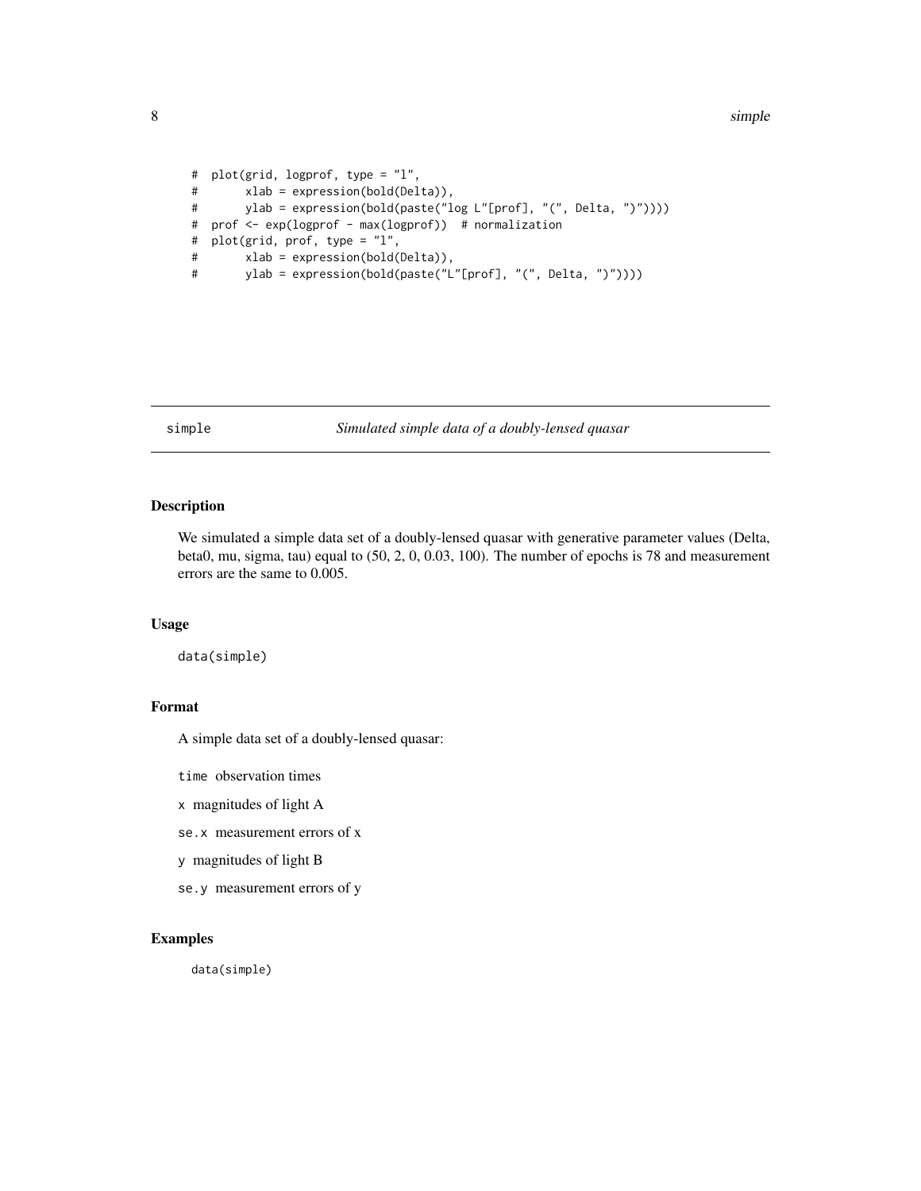```
#  plot(grid, logprof, type = "l",
#       xlab = expression(bold(Delta)),
#       ylab = expression(bold(paste("log L"[prof], "(", Delta, ")"))))
#  prof <- exp(logprof - max(logprof))  # normalization
#  plot(grid, prof, type = "l",
#       xlab = expression(bold(Delta)),
#       ylab = expression(bold(paste("L"[prof], "(", Delta, ")"))))
```

---

simple *Simulated simple data of a doubly-lensed quasar*

---

## Description

We simulated a simple data set of a doubly-lensed quasar with generative parameter values (Delta, beta0, mu, sigma, tau) equal to (50, 2, 0, 0.03, 100). The number of epochs is 78 and measurement errors are the same to 0.005.

## Usage

```
data(simple)
```

## Format

A simple data set of a doubly-lensed quasar:

- `time` observation times
- `x` magnitudes of light A
- `se.x` measurement errors of x
- `y` magnitudes of light B
- `se.y` measurement errors of y

## Examples

```
data(simple)
```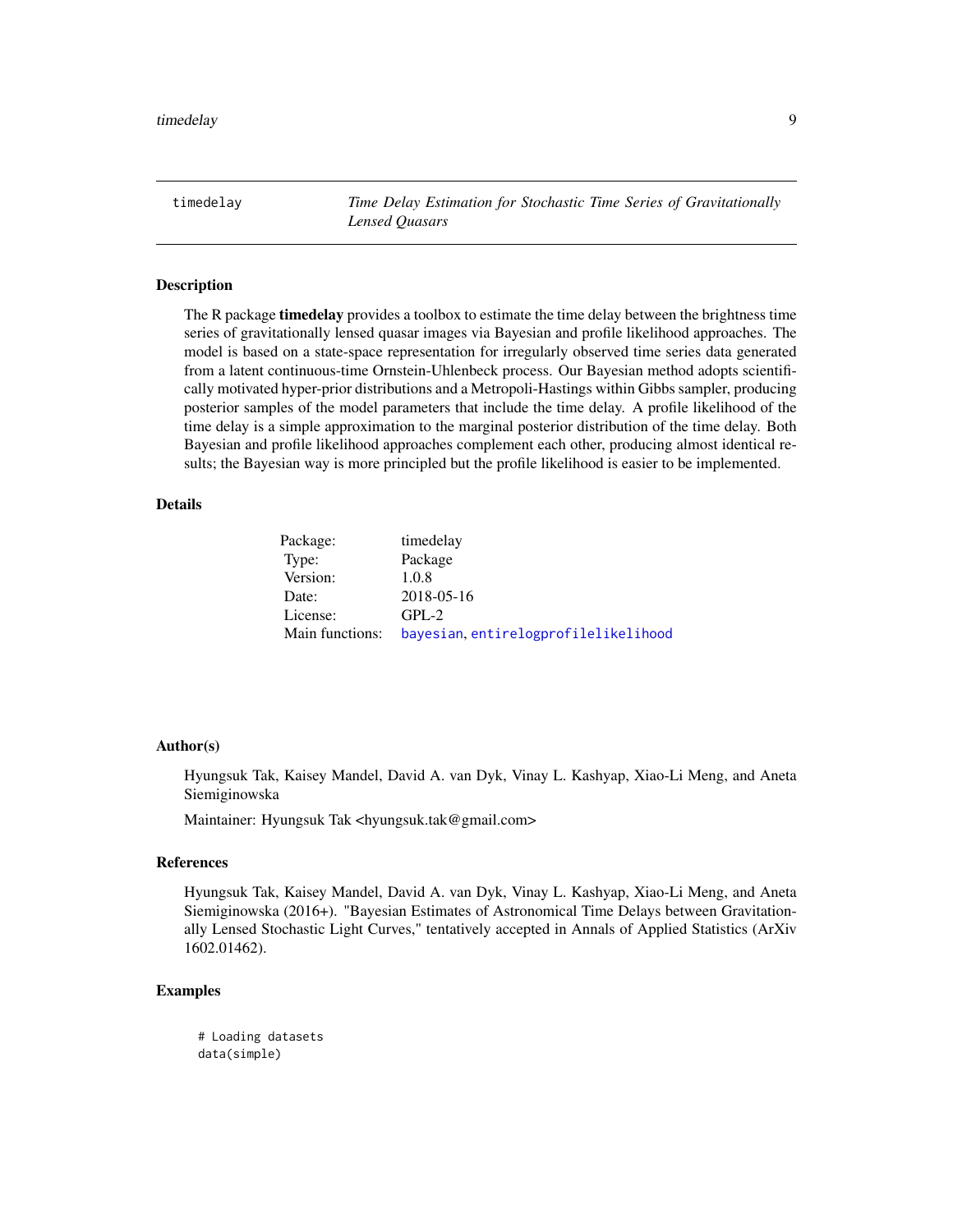timedelay *Time Delay Estimation for Stochastic Time Series of Gravitationally Lensed Quasars*

## Description

The R package **timedelay** provides a toolbox to estimate the time delay between the brightness time series of gravitationally lensed quasar images via Bayesian and profile likelihood approaches. The model is based on a state-space representation for irregularly observed time series data generated from a latent continuous-time Ornstein-Uhlenbeck process. Our Bayesian method adopts scientifically motivated hyper-prior distributions and a Metropoli-Hastings within Gibbs sampler, producing posterior samples of the model parameters that include the time delay. A profile likelihood of the time delay is a simple approximation to the marginal posterior distribution of the time delay. Both Bayesian and profile likelihood approaches complement each other, producing almost identical results; the Bayesian way is more principled but the profile likelihood is easier to be implemented.

## Details

| | |
|---|---|
| Package: | timedelay |
| Type: | Package |
| Version: | 1.0.8 |
| Date: | 2018-05-16 |
| License: | GPL-2 |
| Main functions: | `bayesian`, `entirelogprofilelikelihood` |

## Author(s)

Hyungsuk Tak, Kaisey Mandel, David A. van Dyk, Vinay L. Kashyap, Xiao-Li Meng, and Aneta Siemiginowska

Maintainer: Hyungsuk Tak <hyungsuk.tak@gmail.com>

## References

Hyungsuk Tak, Kaisey Mandel, David A. van Dyk, Vinay L. Kashyap, Xiao-Li Meng, and Aneta Siemiginowska (2016+). "Bayesian Estimates of Astronomical Time Delays between Gravitationally Lensed Stochastic Light Curves," tentatively accepted in Annals of Applied Statistics (ArXiv 1602.01462).

## Examples

```
# Loading datasets
data(simple)
```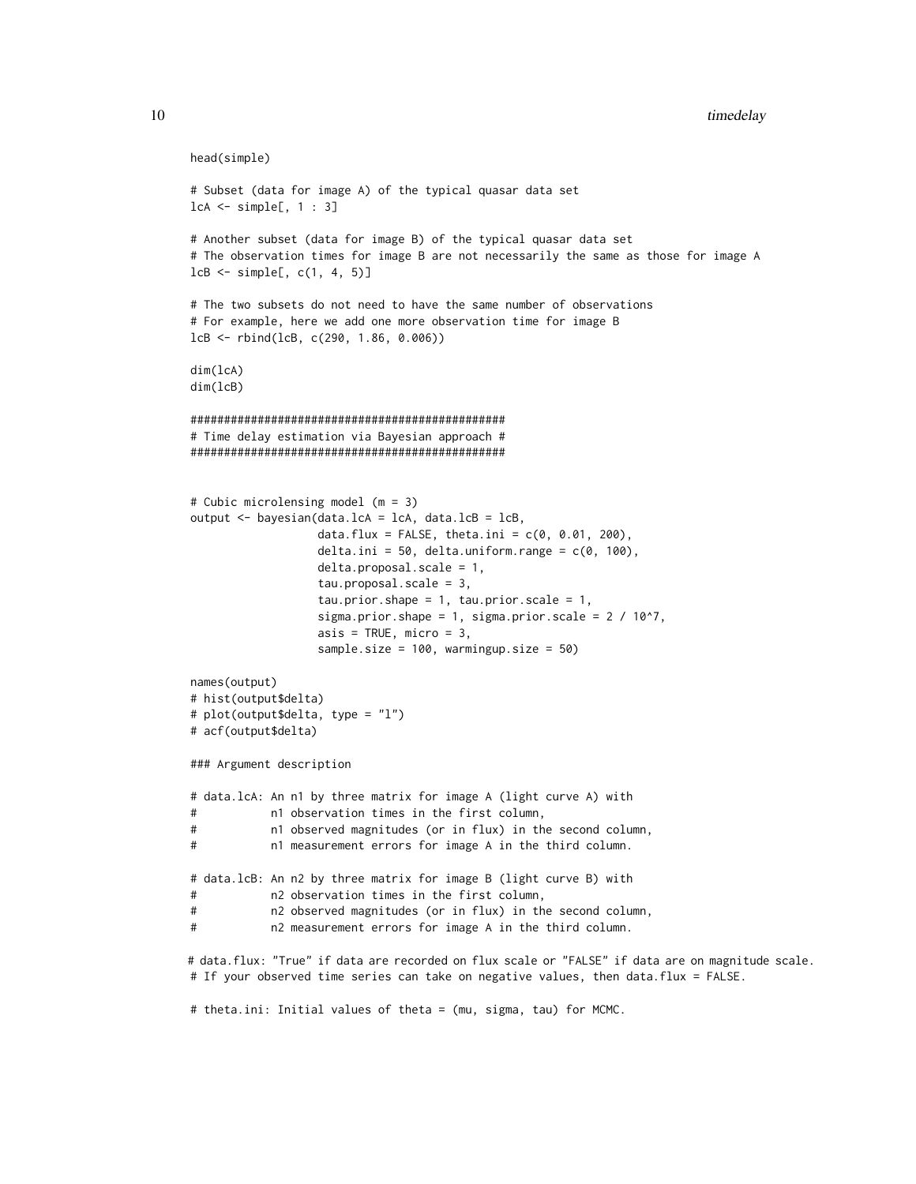```
head(simple)

# Subset (data for image A) of the typical quasar data set
lcA <- simple[, 1 : 3]

# Another subset (data for image B) of the typical quasar data set
# The observation times for image B are not necessarily the same as those for image A
lcB <- simple[, c(1, 4, 5)]

# The two subsets do not need to have the same number of observations
# For example, here we add one more observation time for image B
lcB <- rbind(lcB, c(290, 1.86, 0.006))

dim(lcA)
dim(lcB)

###############################################
# Time delay estimation via Bayesian approach #
###############################################


# Cubic microlensing model (m = 3)
output <- bayesian(data.lcA = lcA, data.lcB = lcB,
                   data.flux = FALSE, theta.ini = c(0, 0.01, 200),
                   delta.ini = 50, delta.uniform.range = c(0, 100),
                   delta.proposal.scale = 1,
                   tau.proposal.scale = 3,
                   tau.prior.shape = 1, tau.prior.scale = 1,
                   sigma.prior.shape = 1, sigma.prior.scale = 2 / 10^7,
                   asis = TRUE, micro = 3,
                   sample.size = 100, warmingup.size = 50)

names(output)
# hist(output$delta)
# plot(output$delta, type = "l")
# acf(output$delta)

### Argument description

# data.lcA: An n1 by three matrix for image A (light curve A) with
#           n1 observation times in the first column,
#           n1 observed magnitudes (or in flux) in the second column,
#           n1 measurement errors for image A in the third column.

# data.lcB: An n2 by three matrix for image B (light curve B) with
#           n2 observation times in the first column,
#           n2 observed magnitudes (or in flux) in the second column,
#           n2 measurement errors for image A in the third column.

# data.flux: "True" if data are recorded on flux scale or "FALSE" if data are on magnitude scale.
# If your observed time series can take on negative values, then data.flux = FALSE.

# theta.ini: Initial values of theta = (mu, sigma, tau) for MCMC.
```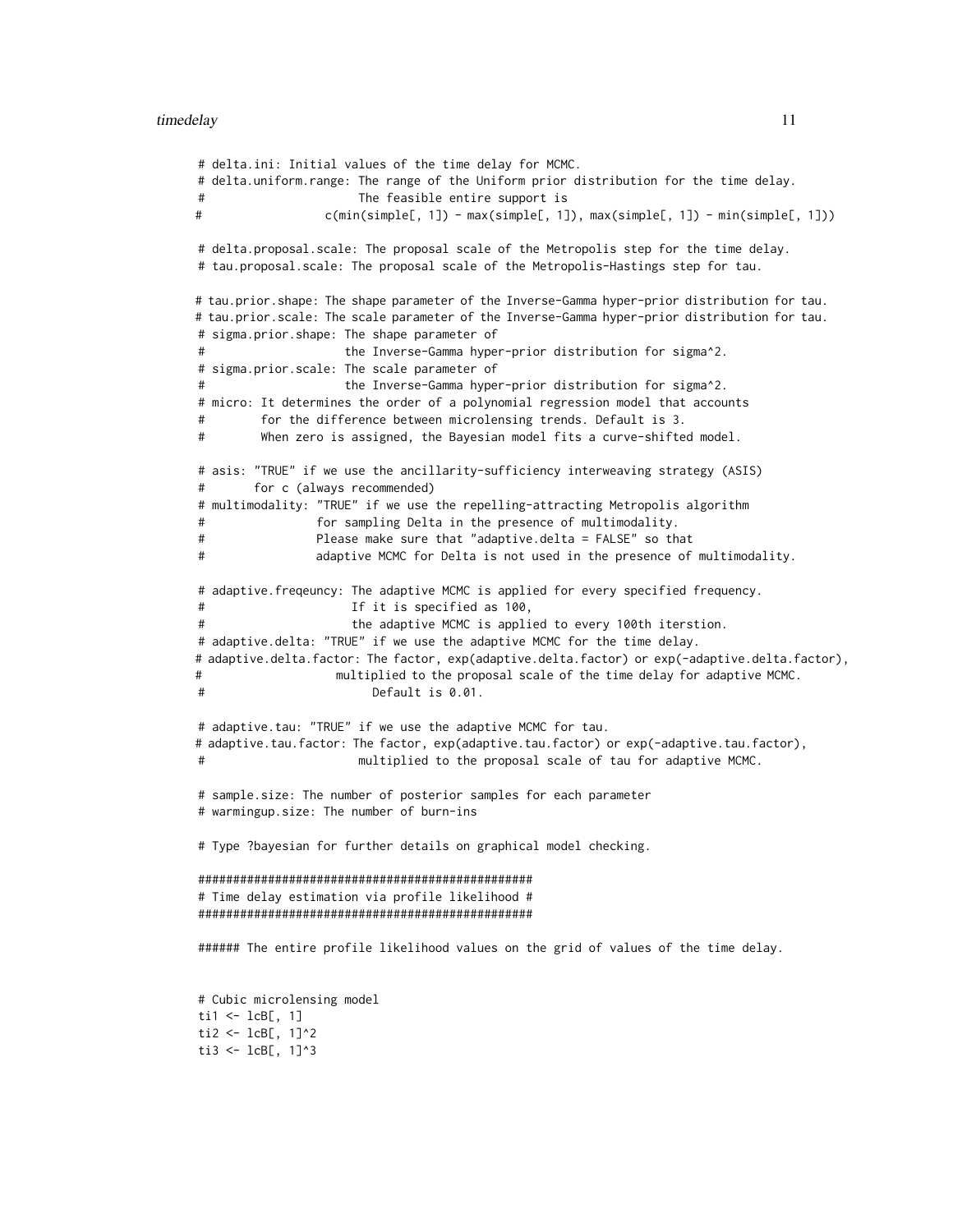```
# delta.ini: Initial values of the time delay for MCMC.
# delta.uniform.range: The range of the Uniform prior distribution for the time delay.
#                      The feasible entire support is
#                 c(min(simple[, 1]) - max(simple[, 1]), max(simple[, 1]) - min(simple[, 1]))

# delta.proposal.scale: The proposal scale of the Metropolis step for the time delay.
# tau.proposal.scale: The proposal scale of the Metropolis-Hastings step for tau.

# tau.prior.shape: The shape parameter of the Inverse-Gamma hyper-prior distribution for tau.
# tau.prior.scale: The scale parameter of the Inverse-Gamma hyper-prior distribution for tau.
# sigma.prior.shape: The shape parameter of
#                    the Inverse-Gamma hyper-prior distribution for sigma^2.
# sigma.prior.scale: The scale parameter of
#                    the Inverse-Gamma hyper-prior distribution for sigma^2.
# micro: It determines the order of a polynomial regression model that accounts
#        for the difference between microlensing trends. Default is 3.
#        When zero is assigned, the Bayesian model fits a curve-shifted model.

# asis: "TRUE" if we use the ancillarity-sufficiency interweaving strategy (ASIS)
#       for c (always recommended)
# multimodality: "TRUE" if we use the repelling-attracting Metropolis algorithm
#                for sampling Delta in the presence of multimodality.
#                Please make sure that "adaptive.delta = FALSE" so that
#                adaptive MCMC for Delta is not used in the presence of multimodality.

# adaptive.freqeuncy: The adaptive MCMC is applied for every specified frequency.
#                     If it is specified as 100,
#                     the adaptive MCMC is applied to every 100th iterstion.
# adaptive.delta: "TRUE" if we use the adaptive MCMC for the time delay.
# adaptive.delta.factor: The factor, exp(adaptive.delta.factor) or exp(-adaptive.delta.factor),
#                   multiplied to the proposal scale of the time delay for adaptive MCMC.
#                        Default is 0.01.

# adaptive.tau: "TRUE" if we use the adaptive MCMC for tau.
# adaptive.tau.factor: The factor, exp(adaptive.tau.factor) or exp(-adaptive.tau.factor),
#                      multiplied to the proposal scale of tau for adaptive MCMC.

# sample.size: The number of posterior samples for each parameter
# warmingup.size: The number of burn-ins

# Type ?bayesian for further details on graphical model checking.

#################################################
# Time delay estimation via profile likelihood #
#################################################

###### The entire profile likelihood values on the grid of values of the time delay.


# Cubic microlensing model
ti1 <- lcB[, 1]
ti2 <- lcB[, 1]^2
ti3 <- lcB[, 1]^3
```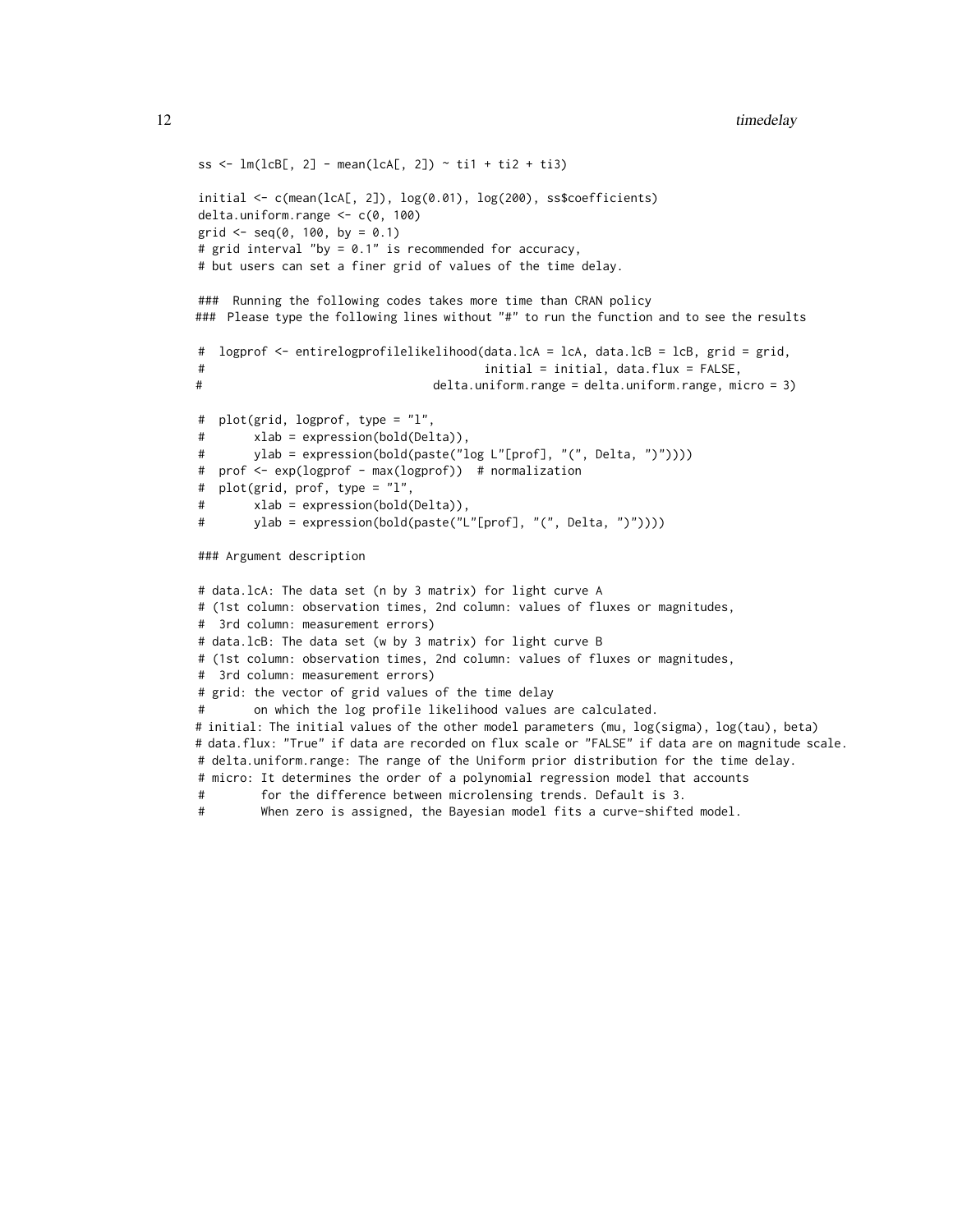```
ss <- lm(lcB[, 2] - mean(lcA[, 2]) ~ ti1 + ti2 + ti3)

initial <- c(mean(lcA[, 2]), log(0.01), log(200), ss$coefficients)
delta.uniform.range <- c(0, 100)
grid <- seq(0, 100, by = 0.1)
# grid interval "by = 0.1" is recommended for accuracy,
# but users can set a finer grid of values of the time delay.

###  Running the following codes takes more time than CRAN policy
###  Please type the following lines without "#" to run the function and to see the results

#  logprof <- entirelogprofilelikelihood(data.lcA = lcA, data.lcB = lcB, grid = grid,
#                                         initial = initial, data.flux = FALSE,
#                                  delta.uniform.range = delta.uniform.range, micro = 3)

#  plot(grid, logprof, type = "l",
#       xlab = expression(bold(Delta)),
#       ylab = expression(bold(paste("log L"[prof], "(", Delta, ")"))))
#  prof <- exp(logprof - max(logprof))  # normalization
#  plot(grid, prof, type = "l",
#       xlab = expression(bold(Delta)),
#       ylab = expression(bold(paste("L"[prof], "(", Delta, ")"))))

### Argument description

# data.lcA: The data set (n by 3 matrix) for light curve A
# (1st column: observation times, 2nd column: values of fluxes or magnitudes,
#  3rd column: measurement errors)
# data.lcB: The data set (w by 3 matrix) for light curve B
# (1st column: observation times, 2nd column: values of fluxes or magnitudes,
#  3rd column: measurement errors)
# grid: the vector of grid values of the time delay
#       on which the log profile likelihood values are calculated.
# initial: The initial values of the other model parameters (mu, log(sigma), log(tau), beta)
# data.flux: "True" if data are recorded on flux scale or "FALSE" if data are on magnitude scale.
# delta.uniform.range: The range of the Uniform prior distribution for the time delay.
# micro: It determines the order of a polynomial regression model that accounts
#        for the difference between microlensing trends. Default is 3.
#        When zero is assigned, the Bayesian model fits a curve-shifted model.
```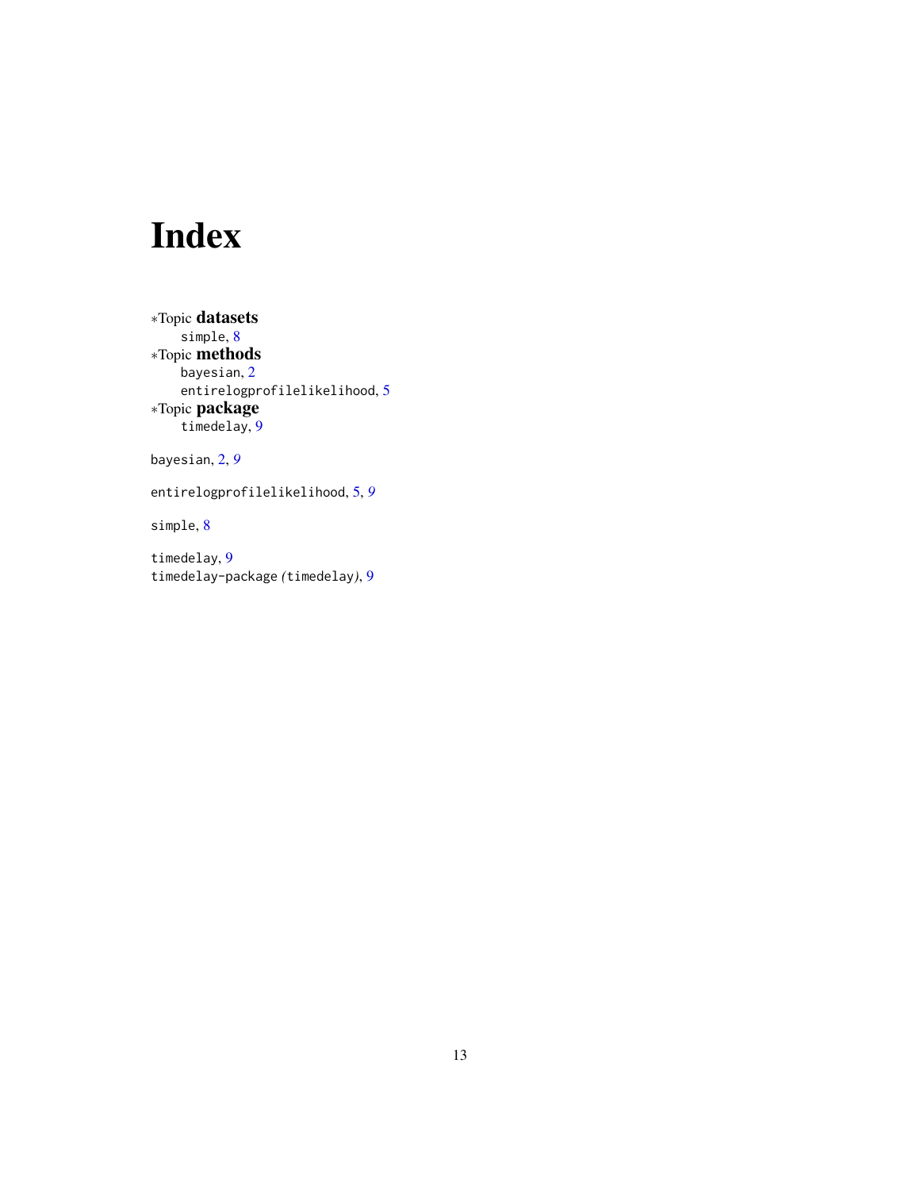# Index

∗Topic **datasets**
  simple, 8
∗Topic **methods**
  bayesian, 2
  entirelogprofilelikelihood, 5
∗Topic **package**
  timedelay, 9

bayesian, 2, *9*

entirelogprofilelikelihood, 5, *9*

simple, 8

timedelay, 9
timedelay-package *(*timedelay*)*, 9